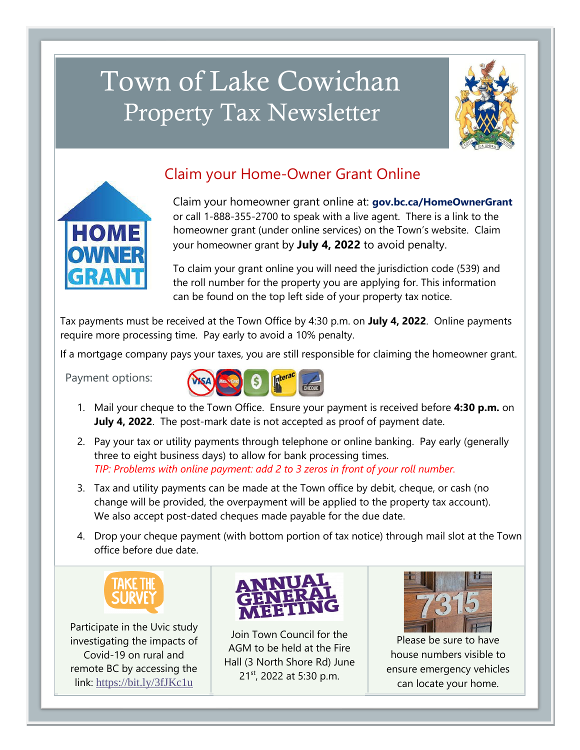# Town of Lake Cowichan
## Property Tax Newsletter

### Claim your Home-Owner Grant Online

Claim your homeowner grant online at: **gov.bc.ca/HomeOwnerGrant** or call 1-888-355-2700 to speak with a live agent. There is a link to the homeowner grant (under online services) on the Town's website. Claim your homeowner grant by **July 4, 2022** to avoid penalty.

To claim your grant online you will need the jurisdiction code (539) and the roll number for the property you are applying for. This information can be found on the top left side of your property tax notice.

Tax payments must be received at the Town Office by 4:30 p.m. on **July 4, 2022**. Online payments require more processing time. Pay early to avoid a 10% penalty.

If a mortgage company pays your taxes, you are still responsible for claiming the homeowner grant.

Payment options:

1. Mail your cheque to the Town Office. Ensure your payment is received before **4:30 p.m.** on **July 4, 2022**. The post-mark date is not accepted as proof of payment date.
2. Pay your tax or utility payments through telephone or online banking. Pay early (generally three to eight business days) to allow for bank processing times.
   *TIP: Problems with online payment: add 2 to 3 zeros in front of your roll number.*
3. Tax and utility payments can be made at the Town office by debit, cheque, or cash (no change will be provided, the overpayment will be applied to the property tax account). We also accept post-dated cheques made payable for the due date.
4. Drop your cheque payment (with bottom portion of tax notice) through mail slot at the Town office before due date.

**TAKE THE SURVEY**

Participate in the Uvic study investigating the impacts of Covid-19 on rural and remote BC by accessing the link: https://bit.ly/3fJKc1u

**ANNUAL GENERAL MEETING**

Join Town Council for the AGM to be held at the Fire Hall (3 North Shore Rd) June 21st, 2022 at 5:30 p.m.

Please be sure to have house numbers visible to ensure emergency vehicles can locate your home.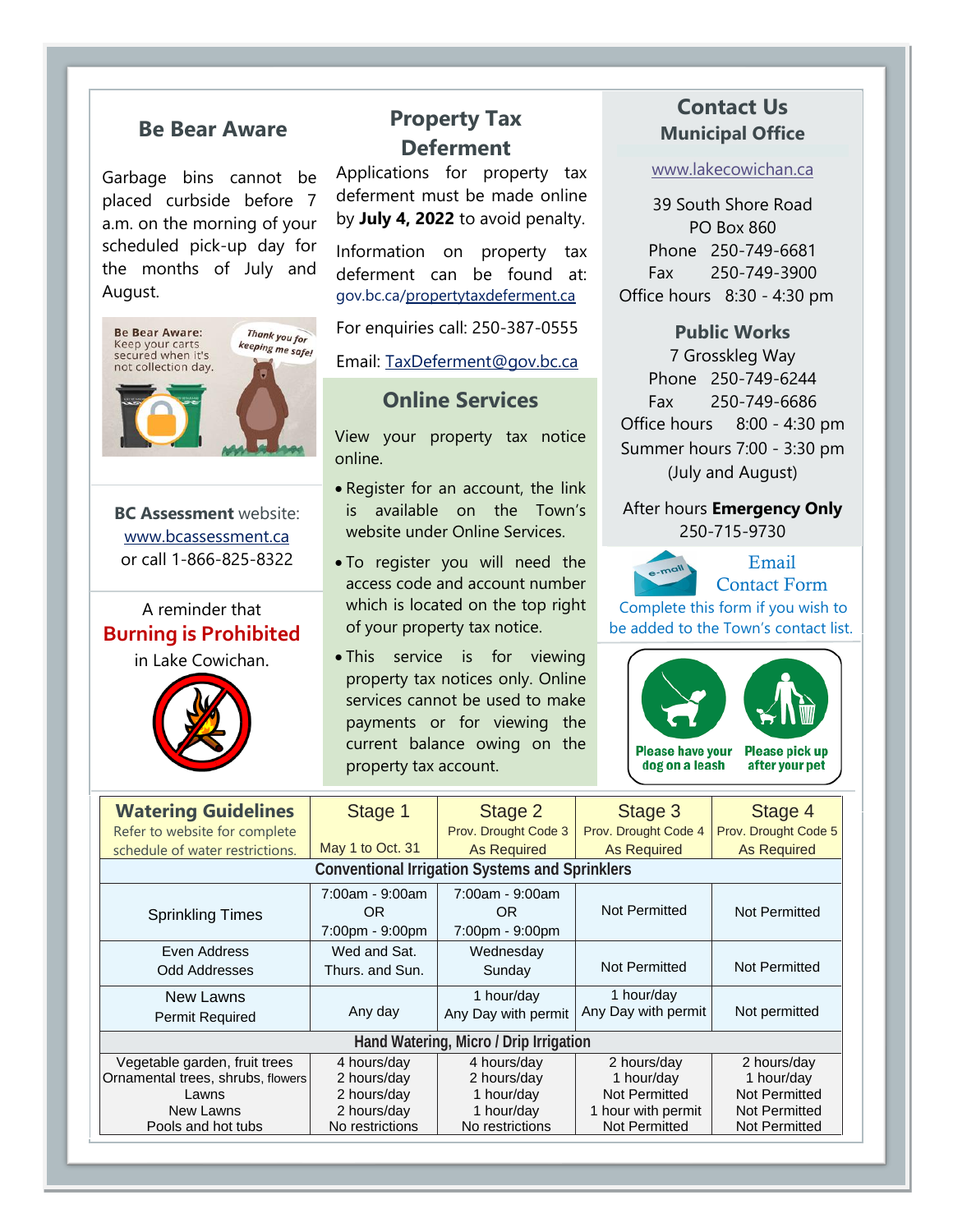## Be Bear Aware

Garbage bins cannot be placed curbside before 7 a.m. on the morning of your scheduled pick-up day for the months of July and August.

Be Bear Aware: Keep your carts secured when it's not collection day. Thank you for keeping me safe!

**BC Assessment** website:
www.bcassessment.ca
or call 1-866-825-8322

A reminder that
**Burning is Prohibited**
in Lake Cowichan.

## Property Tax Deferment

Applications for property tax deferment must be made online by **July 4, 2022** to avoid penalty.

Information on property tax deferment can be found at: gov.bc.ca/propertytaxdeferment.ca

For enquiries call: 250-387-0555

Email: TaxDeferment@gov.bc.ca

## Online Services

View your property tax notice online.

- Register for an account, the link is available on the Town's website under Online Services.
- To register you will need the access code and account number which is located on the top right of your property tax notice.
- This service is for viewing property tax notices only. Online services cannot be used to make payments or for viewing the current balance owing on the property tax account.

## Contact Us

### Municipal Office

www.lakecowichan.ca

39 South Shore Road
PO Box 860
Phone 250-749-6681
Fax 250-749-3900
Office hours 8:30 - 4:30 pm

### Public Works

7 Grosskleg Way
Phone 250-749-6244
Fax 250-749-6686
Office hours 8:00 - 4:30 pm
Summer hours 7:00 - 3:30 pm
(July and August)

After hours **Emergency Only**
250-715-9730

Email Contact Form
Complete this form if you wish to be added to the Town's contact list.

Please have your dog on a leash

Please pick up after your pet

| **Watering Guidelines** Refer to website for complete schedule of water restrictions. | Stage 1 May 1 to Oct. 31 | Stage 2 Prov. Drought Code 3 As Required | Stage 3 Prov. Drought Code 4 As Required | Stage 4 Prov. Drought Code 5 As Required |
|---|---|---|---|---|
| **Conventional Irrigation Systems and Sprinklers** | | | | |
| Sprinkling Times | 7:00am - 9:00am OR 7:00pm - 9:00pm | 7:00am - 9:00am OR 7:00pm - 9:00pm | Not Permitted | Not Permitted |
| Even Address / Odd Addresses | Wed and Sat. / Thurs. and Sun. | Wednesday / Sunday | Not Permitted | Not Permitted |
| New Lawns Permit Required | Any day | 1 hour/day Any Day with permit | 1 hour/day Any Day with permit | Not permitted |
| **Hand Watering, Micro / Drip Irrigation** | | | | |
| Vegetable garden, fruit trees | 4 hours/day | 4 hours/day | 2 hours/day | 2 hours/day |
| Ornamental trees, shrubs, flowers | 2 hours/day | 2 hours/day | 1 hour/day | 1 hour/day |
| Lawns | 2 hours/day | 1 hour/day | Not Permitted | Not Permitted |
| New Lawns | 2 hours/day | 1 hour/day | 1 hour with permit | Not Permitted |
| Pools and hot tubs | No restrictions | No restrictions | Not Permitted | Not Permitted |